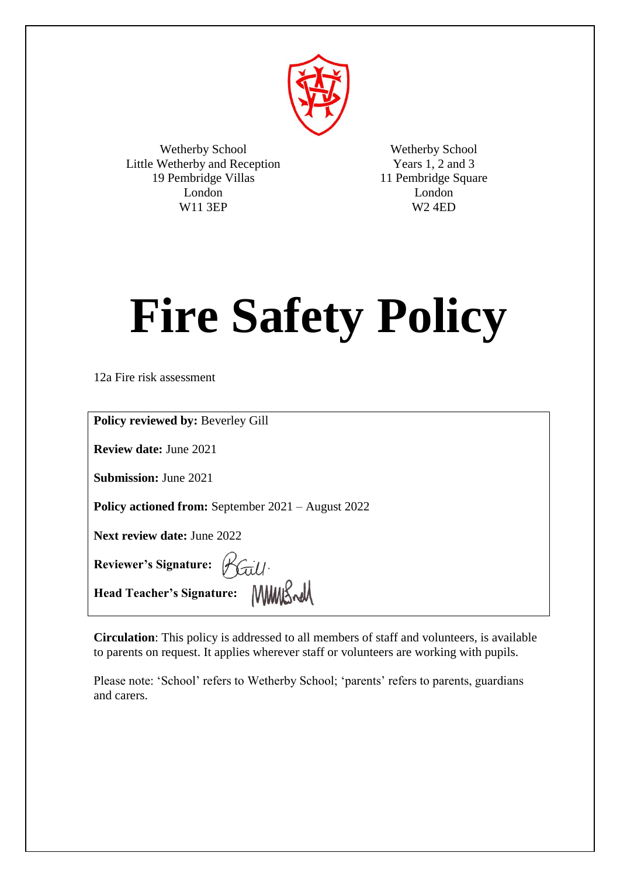Wetherby School
Little Wetherby and Reception
19 Pembridge Villas
London
W11 3EP

Wetherby School
Years 1, 2 and 3
11 Pembridge Square
London
W2 4ED

# Fire Safety Policy

12a Fire risk assessment

**Policy reviewed by:** Beverley Gill

**Review date:** June 2021

**Submission:** June 2021

**Policy actioned from:** September 2021 – August 2022

**Next review date:** June 2022

**Reviewer's Signature:**

**Head Teacher's Signature:**

**Circulation**: This policy is addressed to all members of staff and volunteers, is available to parents on request. It applies wherever staff or volunteers are working with pupils.

Please note: 'School' refers to Wetherby School; 'parents' refers to parents, guardians and carers.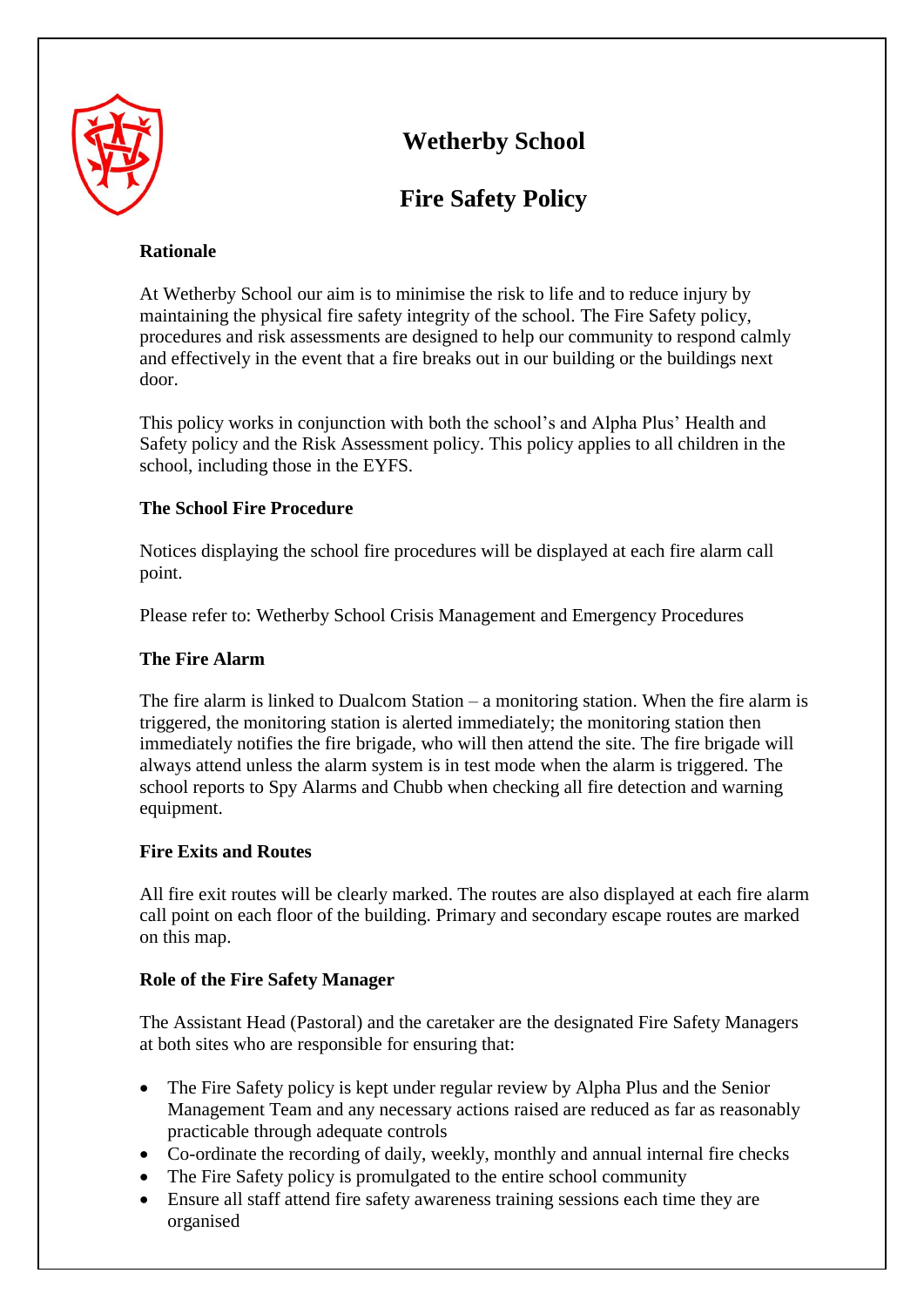# Wetherby School

# Fire Safety Policy

## Rationale

At Wetherby School our aim is to minimise the risk to life and to reduce injury by maintaining the physical fire safety integrity of the school. The Fire Safety policy, procedures and risk assessments are designed to help our community to respond calmly and effectively in the event that a fire breaks out in our building or the buildings next door.

This policy works in conjunction with both the school's and Alpha Plus' Health and Safety policy and the Risk Assessment policy. This policy applies to all children in the school, including those in the EYFS.

## The School Fire Procedure

Notices displaying the school fire procedures will be displayed at each fire alarm call point.

Please refer to: Wetherby School Crisis Management and Emergency Procedures

## The Fire Alarm

The fire alarm is linked to Dualcom Station – a monitoring station. When the fire alarm is triggered, the monitoring station is alerted immediately; the monitoring station then immediately notifies the fire brigade, who will then attend the site. The fire brigade will always attend unless the alarm system is in test mode when the alarm is triggered. The school reports to Spy Alarms and Chubb when checking all fire detection and warning equipment.

## Fire Exits and Routes

All fire exit routes will be clearly marked. The routes are also displayed at each fire alarm call point on each floor of the building. Primary and secondary escape routes are marked on this map.

## Role of the Fire Safety Manager

The Assistant Head (Pastoral) and the caretaker are the designated Fire Safety Managers at both sites who are responsible for ensuring that:

- The Fire Safety policy is kept under regular review by Alpha Plus and the Senior Management Team and any necessary actions raised are reduced as far as reasonably practicable through adequate controls
- Co-ordinate the recording of daily, weekly, monthly and annual internal fire checks
- The Fire Safety policy is promulgated to the entire school community
- Ensure all staff attend fire safety awareness training sessions each time they are organised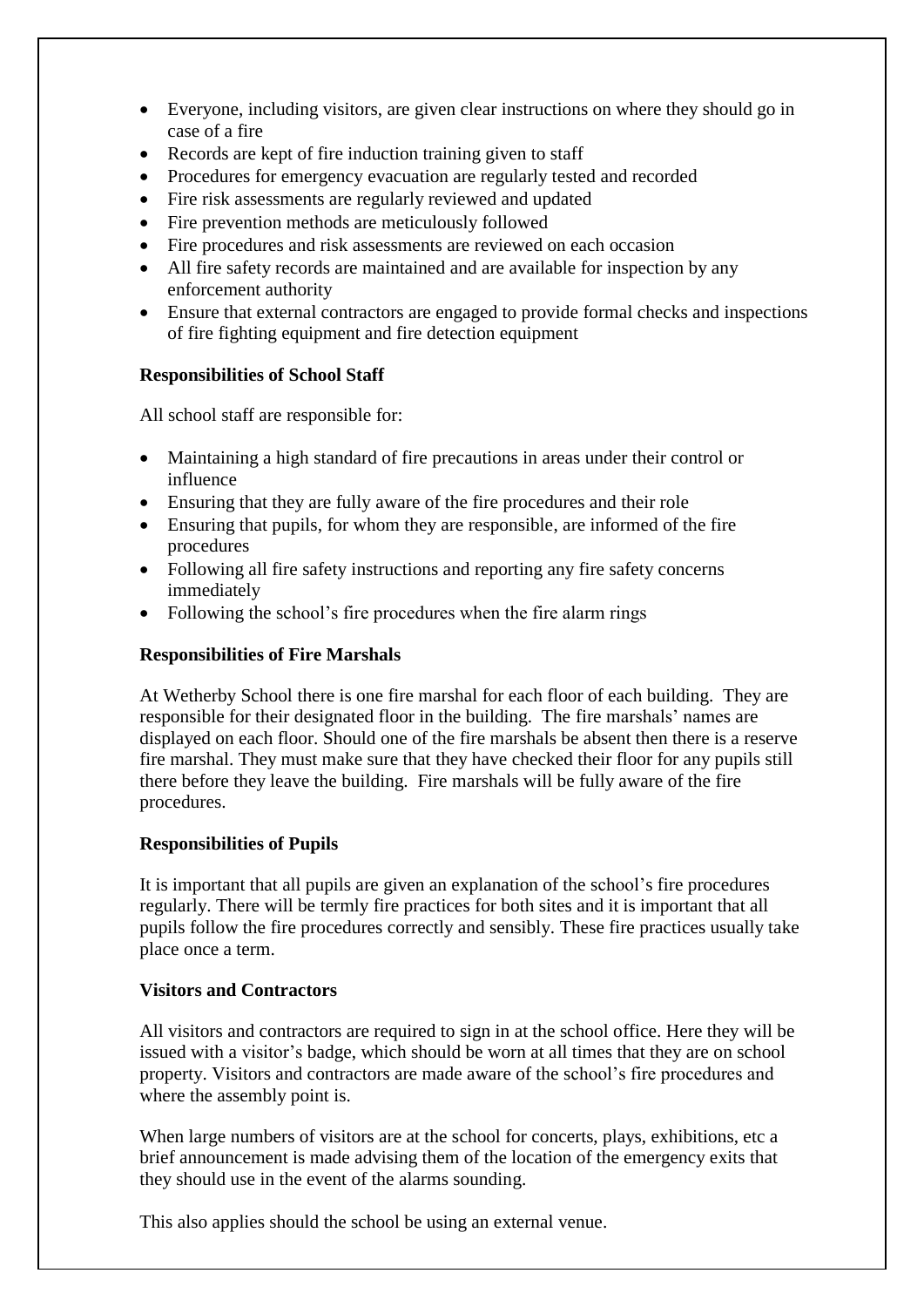- Everyone, including visitors, are given clear instructions on where they should go in case of a fire
- Records are kept of fire induction training given to staff
- Procedures for emergency evacuation are regularly tested and recorded
- Fire risk assessments are regularly reviewed and updated
- Fire prevention methods are meticulously followed
- Fire procedures and risk assessments are reviewed on each occasion
- All fire safety records are maintained and are available for inspection by any enforcement authority
- Ensure that external contractors are engaged to provide formal checks and inspections of fire fighting equipment and fire detection equipment

**Responsibilities of School Staff**

All school staff are responsible for:

- Maintaining a high standard of fire precautions in areas under their control or influence
- Ensuring that they are fully aware of the fire procedures and their role
- Ensuring that pupils, for whom they are responsible, are informed of the fire procedures
- Following all fire safety instructions and reporting any fire safety concerns immediately
- Following the school's fire procedures when the fire alarm rings

**Responsibilities of Fire Marshals**

At Wetherby School there is one fire marshal for each floor of each building. They are responsible for their designated floor in the building. The fire marshals' names are displayed on each floor. Should one of the fire marshals be absent then there is a reserve fire marshal. They must make sure that they have checked their floor for any pupils still there before they leave the building. Fire marshals will be fully aware of the fire procedures.

**Responsibilities of Pupils**

It is important that all pupils are given an explanation of the school's fire procedures regularly. There will be termly fire practices for both sites and it is important that all pupils follow the fire procedures correctly and sensibly. These fire practices usually take place once a term.

**Visitors and Contractors**

All visitors and contractors are required to sign in at the school office. Here they will be issued with a visitor's badge, which should be worn at all times that they are on school property. Visitors and contractors are made aware of the school's fire procedures and where the assembly point is.

When large numbers of visitors are at the school for concerts, plays, exhibitions, etc a brief announcement is made advising them of the location of the emergency exits that they should use in the event of the alarms sounding.

This also applies should the school be using an external venue.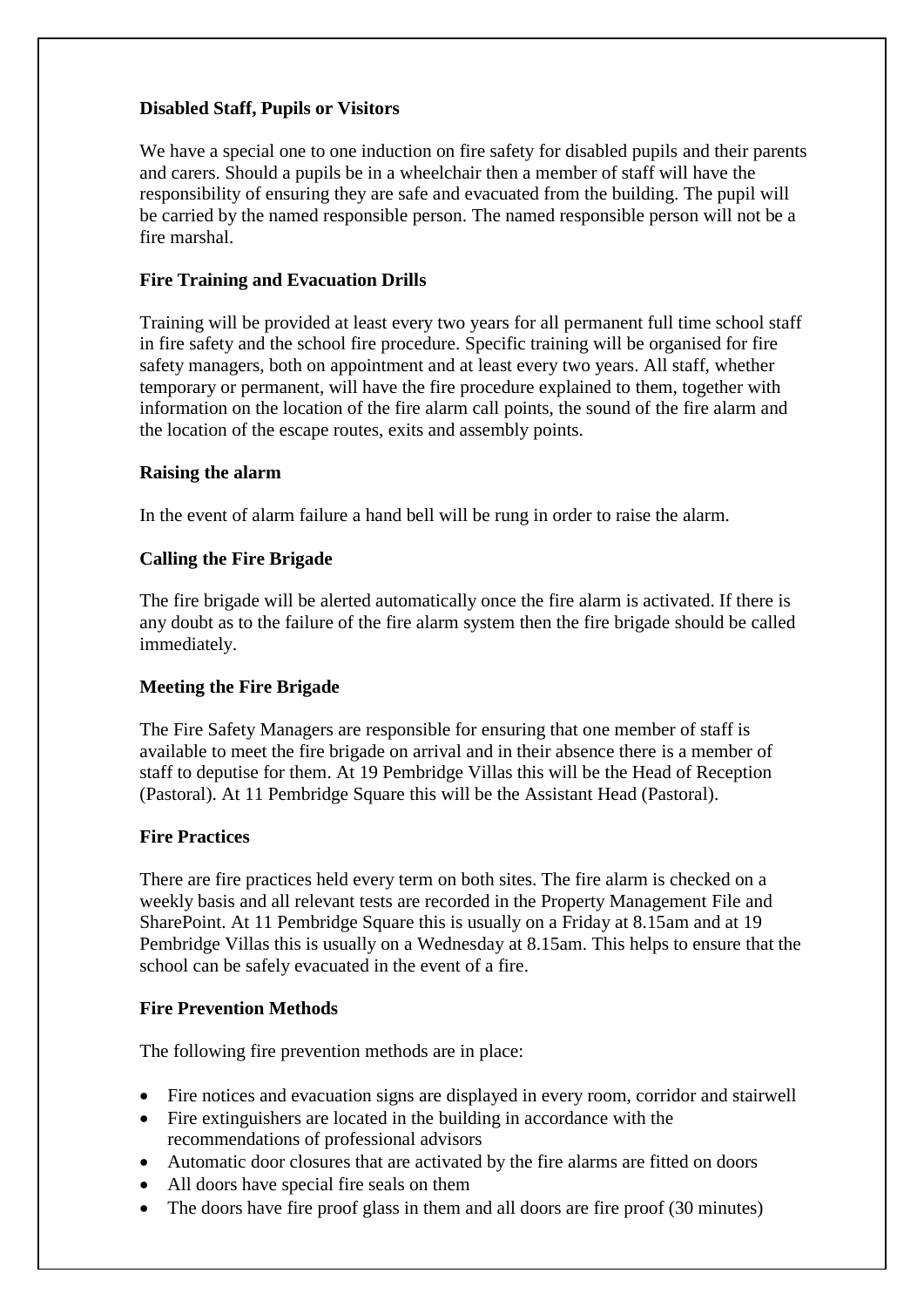**Disabled Staff, Pupils or Visitors**

We have a special one to one induction on fire safety for disabled pupils and their parents and carers. Should a pupils be in a wheelchair then a member of staff will have the responsibility of ensuring they are safe and evacuated from the building. The pupil will be carried by the named responsible person. The named responsible person will not be a fire marshal.

**Fire Training and Evacuation Drills**

Training will be provided at least every two years for all permanent full time school staff in fire safety and the school fire procedure. Specific training will be organised for fire safety managers, both on appointment and at least every two years. All staff, whether temporary or permanent, will have the fire procedure explained to them, together with information on the location of the fire alarm call points, the sound of the fire alarm and the location of the escape routes, exits and assembly points.

**Raising the alarm**

In the event of alarm failure a hand bell will be rung in order to raise the alarm.

**Calling the Fire Brigade**

The fire brigade will be alerted automatically once the fire alarm is activated. If there is any doubt as to the failure of the fire alarm system then the fire brigade should be called immediately.

**Meeting the Fire Brigade**

The Fire Safety Managers are responsible for ensuring that one member of staff is available to meet the fire brigade on arrival and in their absence there is a member of staff to deputise for them. At 19 Pembridge Villas this will be the Head of Reception (Pastoral). At 11 Pembridge Square this will be the Assistant Head (Pastoral).

**Fire Practices**

There are fire practices held every term on both sites. The fire alarm is checked on a weekly basis and all relevant tests are recorded in the Property Management File and SharePoint. At 11 Pembridge Square this is usually on a Friday at 8.15am and at 19 Pembridge Villas this is usually on a Wednesday at 8.15am. This helps to ensure that the school can be safely evacuated in the event of a fire.

**Fire Prevention Methods**

The following fire prevention methods are in place:

- Fire notices and evacuation signs are displayed in every room, corridor and stairwell
- Fire extinguishers are located in the building in accordance with the recommendations of professional advisors
- Automatic door closures that are activated by the fire alarms are fitted on doors
- All doors have special fire seals on them
- The doors have fire proof glass in them and all doors are fire proof (30 minutes)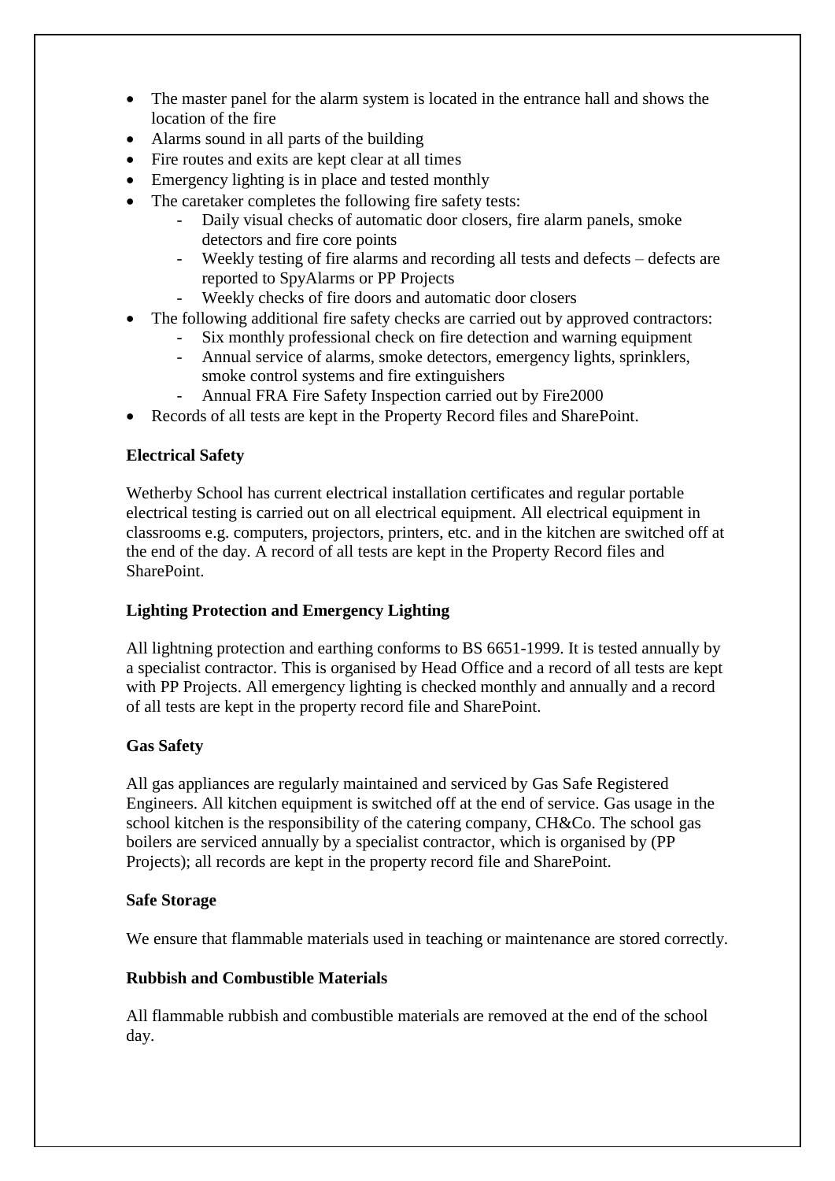- The master panel for the alarm system is located in the entrance hall and shows the location of the fire
- Alarms sound in all parts of the building
- Fire routes and exits are kept clear at all times
- Emergency lighting is in place and tested monthly
- The caretaker completes the following fire safety tests:
    - Daily visual checks of automatic door closers, fire alarm panels, smoke detectors and fire core points
    - Weekly testing of fire alarms and recording all tests and defects – defects are reported to SpyAlarms or PP Projects
    - Weekly checks of fire doors and automatic door closers
- The following additional fire safety checks are carried out by approved contractors:
    - Six monthly professional check on fire detection and warning equipment
    - Annual service of alarms, smoke detectors, emergency lights, sprinklers, smoke control systems and fire extinguishers
    - Annual FRA Fire Safety Inspection carried out by Fire2000
- Records of all tests are kept in the Property Record files and SharePoint.

**Electrical Safety**

Wetherby School has current electrical installation certificates and regular portable electrical testing is carried out on all electrical equipment. All electrical equipment in classrooms e.g. computers, projectors, printers, etc. and in the kitchen are switched off at the end of the day. A record of all tests are kept in the Property Record files and SharePoint.

**Lighting Protection and Emergency Lighting**

All lightning protection and earthing conforms to BS 6651-1999. It is tested annually by a specialist contractor. This is organised by Head Office and a record of all tests are kept with PP Projects. All emergency lighting is checked monthly and annually and a record of all tests are kept in the property record file and SharePoint.

**Gas Safety**

All gas appliances are regularly maintained and serviced by Gas Safe Registered Engineers. All kitchen equipment is switched off at the end of service. Gas usage in the school kitchen is the responsibility of the catering company, CH&Co. The school gas boilers are serviced annually by a specialist contractor, which is organised by (PP Projects); all records are kept in the property record file and SharePoint.

**Safe Storage**

We ensure that flammable materials used in teaching or maintenance are stored correctly.

**Rubbish and Combustible Materials**

All flammable rubbish and combustible materials are removed at the end of the school day.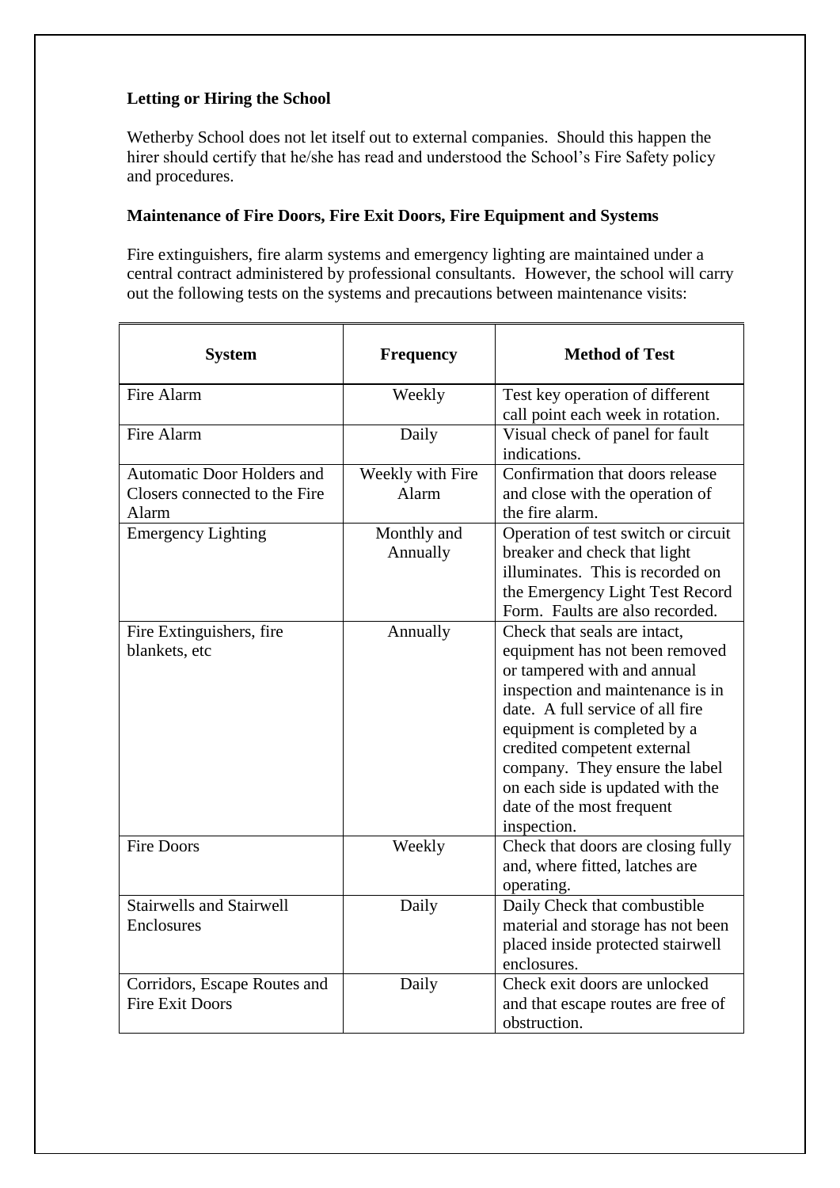**Letting or Hiring the School**

Wetherby School does not let itself out to external companies. Should this happen the hirer should certify that he/she has read and understood the School's Fire Safety policy and procedures.

**Maintenance of Fire Doors, Fire Exit Doors, Fire Equipment and Systems**

Fire extinguishers, fire alarm systems and emergency lighting are maintained under a central contract administered by professional consultants. However, the school will carry out the following tests on the systems and precautions between maintenance visits:

| System | Frequency | Method of Test |
|---|---|---|
| Fire Alarm | Weekly | Test key operation of different call point each week in rotation. |
| Fire Alarm | Daily | Visual check of panel for fault indications. |
| Automatic Door Holders and Closers connected to the Fire Alarm | Weekly with Fire Alarm | Confirmation that doors release and close with the operation of the fire alarm. |
| Emergency Lighting | Monthly and Annually | Operation of test switch or circuit breaker and check that light illuminates. This is recorded on the Emergency Light Test Record Form. Faults are also recorded. |
| Fire Extinguishers, fire blankets, etc | Annually | Check that seals are intact, equipment has not been removed or tampered with and annual inspection and maintenance is in date. A full service of all fire equipment is completed by a credited competent external company. They ensure the label on each side is updated with the date of the most frequent inspection. |
| Fire Doors | Weekly | Check that doors are closing fully and, where fitted, latches are operating. |
| Stairwells and Stairwell Enclosures | Daily | Daily Check that combustible material and storage has not been placed inside protected stairwell enclosures. |
| Corridors, Escape Routes and Fire Exit Doors | Daily | Check exit doors are unlocked and that escape routes are free of obstruction. |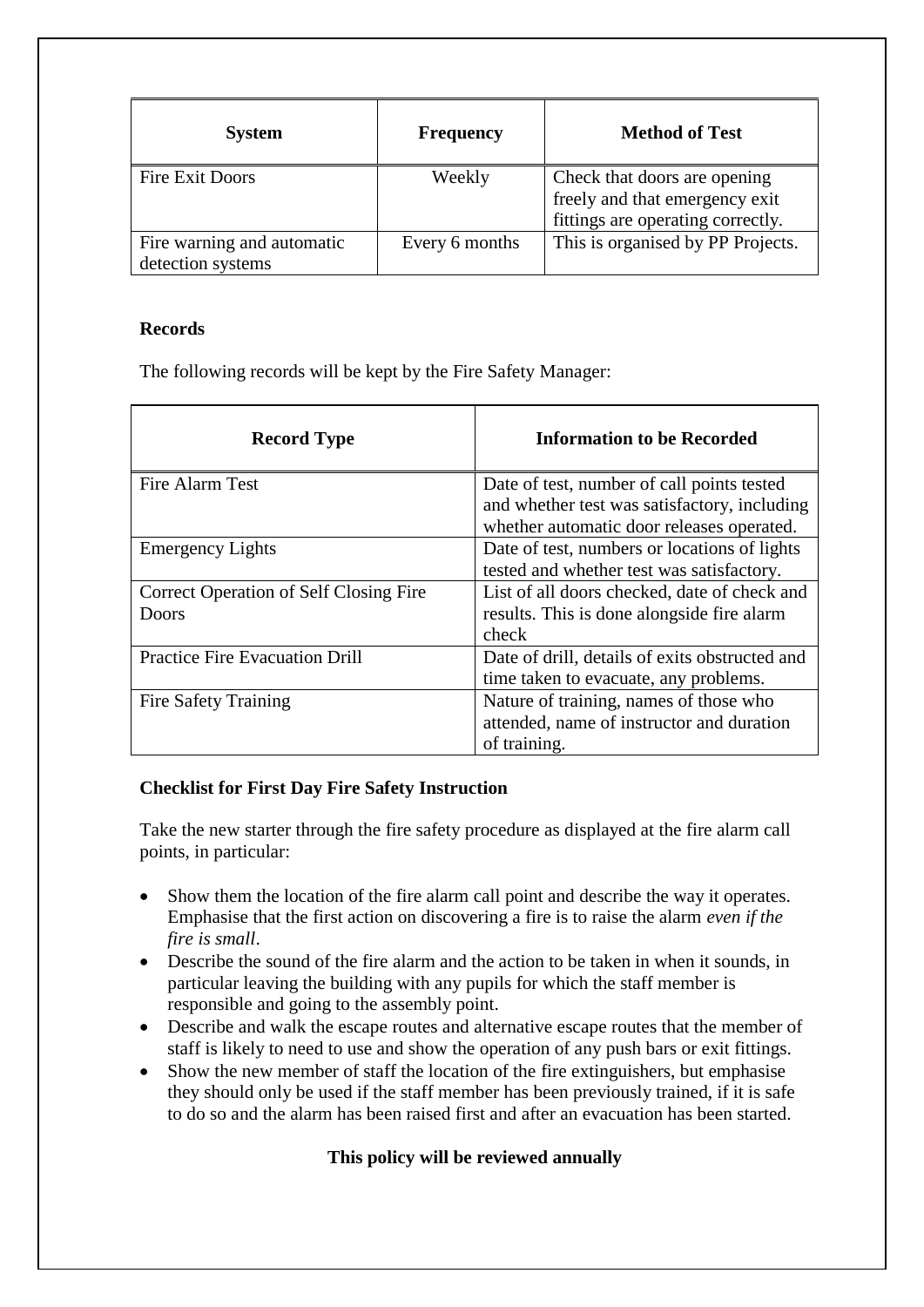| System | Frequency | Method of Test |
|---|---|---|
| Fire Exit Doors | Weekly | Check that doors are opening freely and that emergency exit fittings are operating correctly. |
| Fire warning and automatic detection systems | Every 6 months | This is organised by PP Projects. |

**Records**

The following records will be kept by the Fire Safety Manager:

| Record Type | Information to be Recorded |
|---|---|
| Fire Alarm Test | Date of test, number of call points tested and whether test was satisfactory, including whether automatic door releases operated. |
| Emergency Lights | Date of test, numbers or locations of lights tested and whether test was satisfactory. |
| Correct Operation of Self Closing Fire Doors | List of all doors checked, date of check and results. This is done alongside fire alarm check |
| Practice Fire Evacuation Drill | Date of drill, details of exits obstructed and time taken to evacuate, any problems. |
| Fire Safety Training | Nature of training, names of those who attended, name of instructor and duration of training. |

**Checklist for First Day Fire Safety Instruction**

Take the new starter through the fire safety procedure as displayed at the fire alarm call points, in particular:

- Show them the location of the fire alarm call point and describe the way it operates. Emphasise that the first action on discovering a fire is to raise the alarm *even if the fire is small*.
- Describe the sound of the fire alarm and the action to be taken in when it sounds, in particular leaving the building with any pupils for which the staff member is responsible and going to the assembly point.
- Describe and walk the escape routes and alternative escape routes that the member of staff is likely to need to use and show the operation of any push bars or exit fittings.
- Show the new member of staff the location of the fire extinguishers, but emphasise they should only be used if the staff member has been previously trained, if it is safe to do so and the alarm has been raised first and after an evacuation has been started.

**This policy will be reviewed annually**